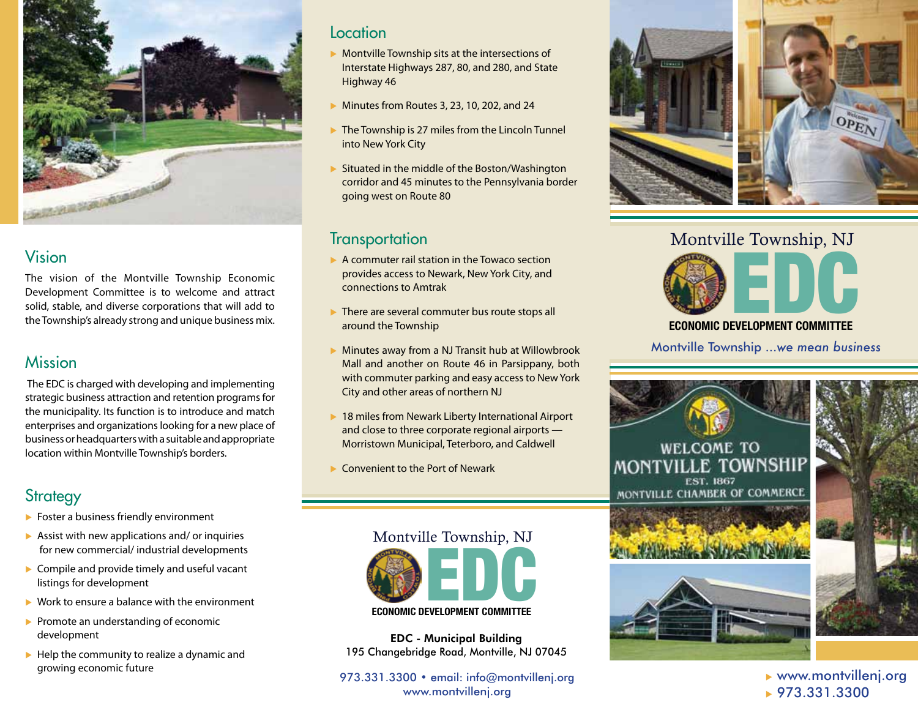## Vision

The vision of the Montville Township Economic Development Committee is to welcome and attract solid, stable, and diverse corporations that will add to the Township's already strong and unique business mix.

## Mission

The EDC is charged with developing and implementing strategic business attraction and retention programs for the municipality. Its function is to introduce and match enterprises and organizations looking for a new place of business or headquarters with a suitable and appropriate location within Montville Township's borders.

## Strategy

- Foster a business friendly environment
- Assist with new applications and/ or inquiries for new commercial/ industrial developments
- Compile and provide timely and useful vacant listings for development
- Work to ensure a balance with the environment
- Promote an understanding of economic development
- Help the community to realize a dynamic and growing economic future

## Location

- Montville Township sits at the intersections of Interstate Highways 287, 80, and 280, and State Highway 46
- Minutes from Routes 3, 23, 10, 202, and 24
- The Township is 27 miles from the Lincoln Tunnel into New York City
- Situated in the middle of the Boston/Washington corridor and 45 minutes to the Pennsylvania border going west on Route 80

## Transportation

- A commuter rail station in the Towaco section provides access to Newark, New York City, and connections to Amtrak
- There are several commuter bus route stops all around the Township
- Minutes away from a NJ Transit hub at Willowbrook Mall and another on Route 46 in Parsippany, both with commuter parking and easy access to New York City and other areas of northern NJ
- 18 miles from Newark Liberty International Airport and close to three corporate regional airports — Morristown Municipal, Teterboro, and Caldwell
- Convenient to the Port of Newark

Montville Township, NJ

**EDC**

**ECONOMIC DEVELOPMENT COMMITTEE**

**EDC - Municipal Building**
195 Changebridge Road, Montville, NJ 07045

973.331.3300 • email: info@montvillenj.org
www.montvillenj.org

Montville Township, NJ

**EDC**

**ECONOMIC DEVELOPMENT COMMITTEE**

Montville Township ...*we mean business*

- www.montvillenj.org
- 973.331.3300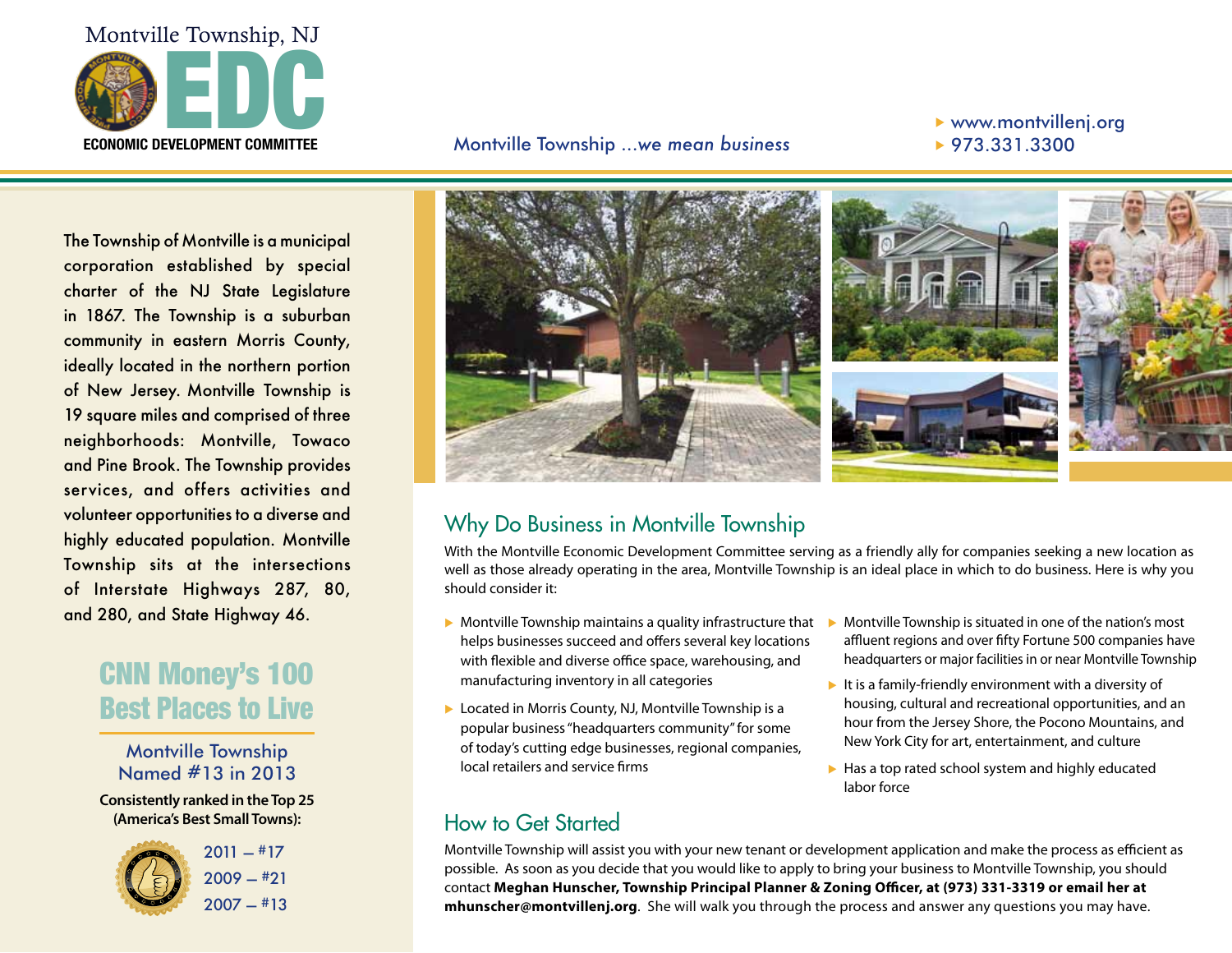Montville Township, NJ

# EDC

**ECONOMIC DEVELOPMENT COMMITTEE**

Montville Township ...*we mean business*

- www.montvillenj.org
- 973.331.3300

The Township of Montville is a municipal corporation established by special charter of the NJ State Legislature in 1867. The Township is a suburban community in eastern Morris County, ideally located in the northern portion of New Jersey. Montville Township is 19 square miles and comprised of three neighborhoods: Montville, Towaco and Pine Brook. The Township provides services, and offers activities and volunteer opportunities to a diverse and highly educated population. Montville Township sits at the intersections of Interstate Highways 287, 80, and 280, and State Highway 46.

## CNN Money's 100 Best Places to Live

Montville Township Named #13 in 2013

**Consistently ranked in the Top 25 (America's Best Small Towns):**

2011 – #17
2009 – #21
2007 – #13

## Why Do Business in Montville Township

With the Montville Economic Development Committee serving as a friendly ally for companies seeking a new location as well as those already operating in the area, Montville Township is an ideal place in which to do business. Here is why you should consider it:

- Montville Township maintains a quality infrastructure that helps businesses succeed and offers several key locations with flexible and diverse office space, warehousing, and manufacturing inventory in all categories
- Located in Morris County, NJ, Montville Township is a popular business "headquarters community" for some of today's cutting edge businesses, regional companies, local retailers and service firms
- Montville Township is situated in one of the nation's most affluent regions and over fifty Fortune 500 companies have headquarters or major facilities in or near Montville Township
- It is a family-friendly environment with a diversity of housing, cultural and recreational opportunities, and an hour from the Jersey Shore, the Pocono Mountains, and New York City for art, entertainment, and culture
- Has a top rated school system and highly educated labor force

## How to Get Started

Montville Township will assist you with your new tenant or development application and make the process as efficient as possible. As soon as you decide that you would like to apply to bring your business to Montville Township, you should contact **Meghan Hunscher, Township Principal Planner & Zoning Officer, at (973) 331-3319 or email her at mhunscher@montvillenj.org**. She will walk you through the process and answer any questions you may have.